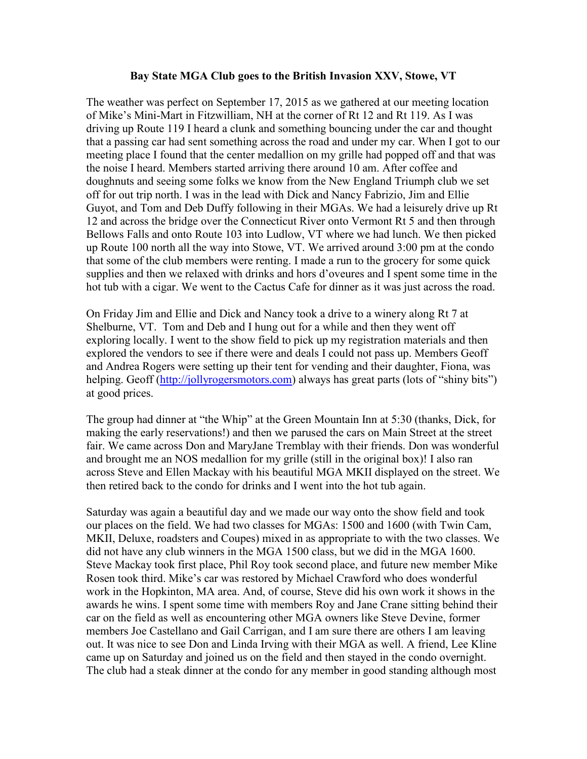**Bay State MGA Club goes to the British Invasion XXV, Stowe, VT**

The weather was perfect on September 17, 2015 as we gathered at our meeting location of Mike's Mini-Mart in Fitzwilliam, NH at the corner of Rt 12 and Rt 119. As I was driving up Route 119 I heard a clunk and something bouncing under the car and thought that a passing car had sent something across the road and under my car. When I got to our meeting place I found that the center medallion on my grille had popped off and that was the noise I heard. Members started arriving there around 10 am. After coffee and doughnuts and seeing some folks we know from the New England Triumph club we set off for out trip north. I was in the lead with Dick and Nancy Fabrizio, Jim and Ellie Guyot, and Tom and Deb Duffy following in their MGAs. We had a leisurely drive up Rt 12 and across the bridge over the Connecticut River onto Vermont Rt 5 and then through Bellows Falls and onto Route 103 into Ludlow, VT where we had lunch. We then picked up Route 100 north all the way into Stowe, VT. We arrived around 3:00 pm at the condo that some of the club members were renting. I made a run to the grocery for some quick supplies and then we relaxed with drinks and hors d'oveures and I spent some time in the hot tub with a cigar. We went to the Cactus Cafe for dinner as it was just across the road.

On Friday Jim and Ellie and Dick and Nancy took a drive to a winery along Rt 7 at Shelburne, VT. Tom and Deb and I hung out for a while and then they went off exploring locally. I went to the show field to pick up my registration materials and then explored the vendors to see if there were and deals I could not pass up. Members Geoff and Andrea Rogers were setting up their tent for vending and their daughter, Fiona, was helping. Geoff (http://jollyrogersmotors.com) always has great parts (lots of "shiny bits") at good prices.

The group had dinner at "the Whip" at the Green Mountain Inn at 5:30 (thanks, Dick, for making the early reservations!) and then we parused the cars on Main Street at the street fair. We came across Don and MaryJane Tremblay with their friends. Don was wonderful and brought me an NOS medallion for my grille (still in the original box)! I also ran across Steve and Ellen Mackay with his beautiful MGA MKII displayed on the street. We then retired back to the condo for drinks and I went into the hot tub again.

Saturday was again a beautiful day and we made our way onto the show field and took our places on the field. We had two classes for MGAs: 1500 and 1600 (with Twin Cam, MKII, Deluxe, roadsters and Coupes) mixed in as appropriate to with the two classes. We did not have any club winners in the MGA 1500 class, but we did in the MGA 1600. Steve Mackay took first place, Phil Roy took second place, and future new member Mike Rosen took third. Mike's car was restored by Michael Crawford who does wonderful work in the Hopkinton, MA area. And, of course, Steve did his own work it shows in the awards he wins. I spent some time with members Roy and Jane Crane sitting behind their car on the field as well as encountering other MGA owners like Steve Devine, former members Joe Castellano and Gail Carrigan, and I am sure there are others I am leaving out. It was nice to see Don and Linda Irving with their MGA as well. A friend, Lee Kline came up on Saturday and joined us on the field and then stayed in the condo overnight. The club had a steak dinner at the condo for any member in good standing although most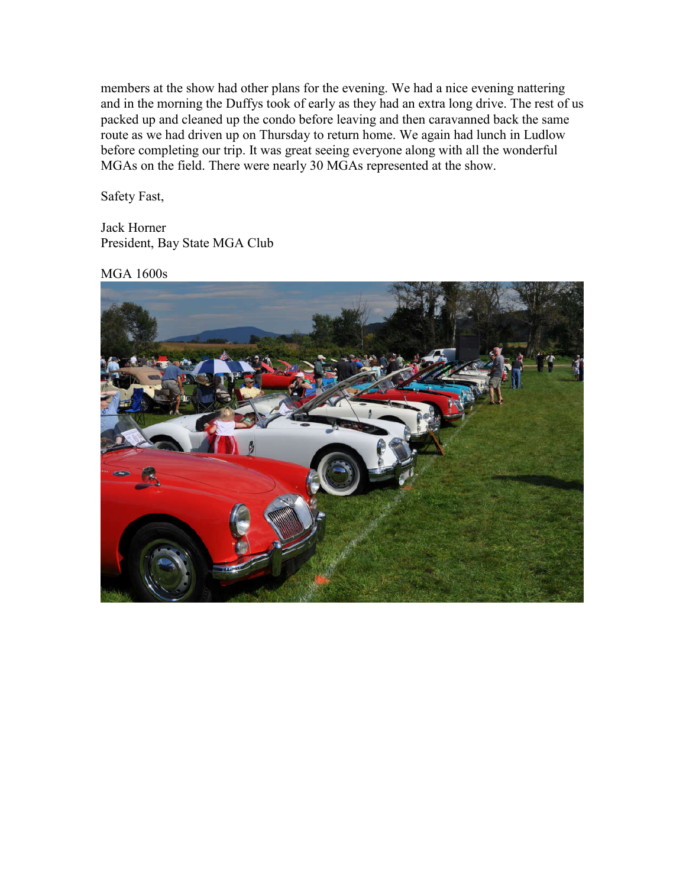members at the show had other plans for the evening. We had a nice evening nattering and in the morning the Duffys took of early as they had an extra long drive. The rest of us packed up and cleaned up the condo before leaving and then caravanned back the same route as we had driven up on Thursday to return home. We again had lunch in Ludlow before completing our trip. It was great seeing everyone along with all the wonderful MGAs on the field. There were nearly 30 MGAs represented at the show.

Safety Fast,

Jack Horner
President, Bay State MGA Club

MGA 1600s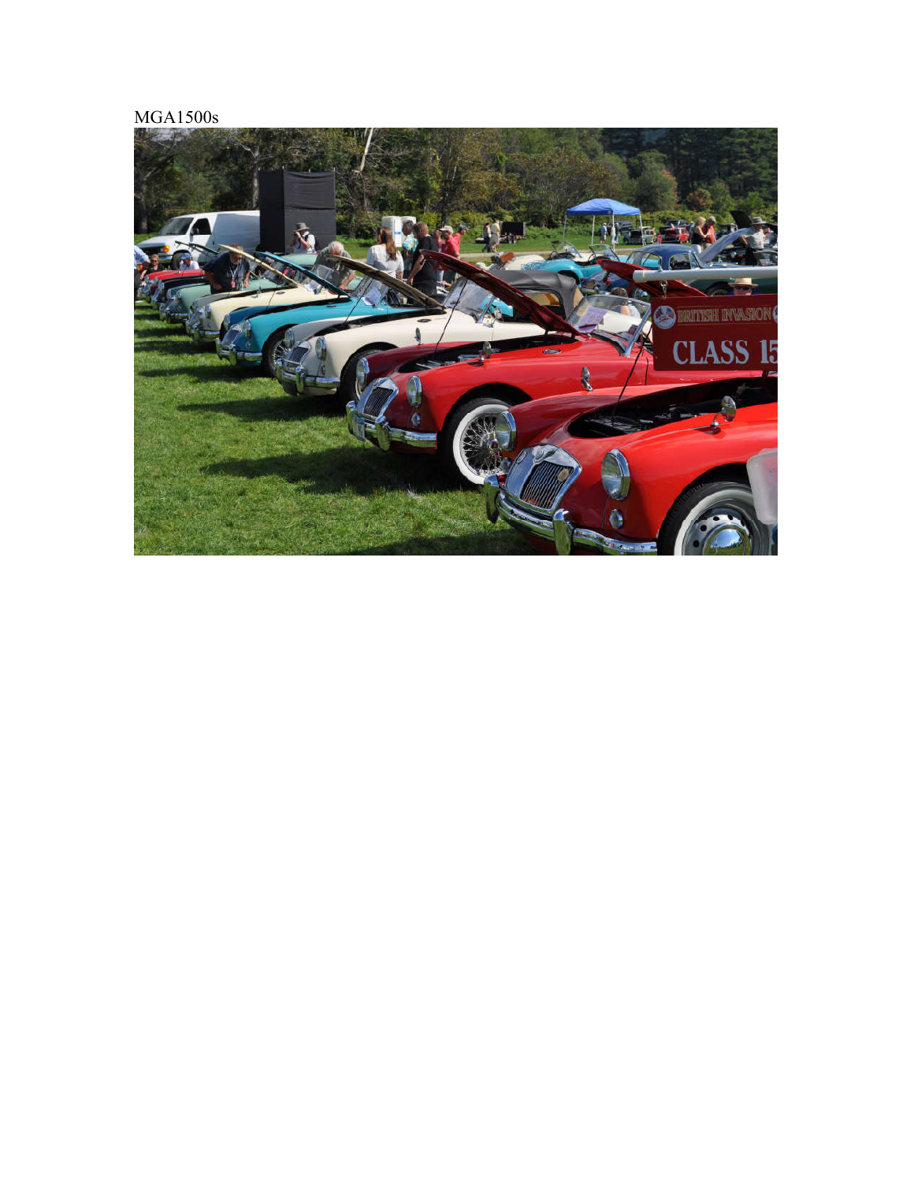MGA1500s